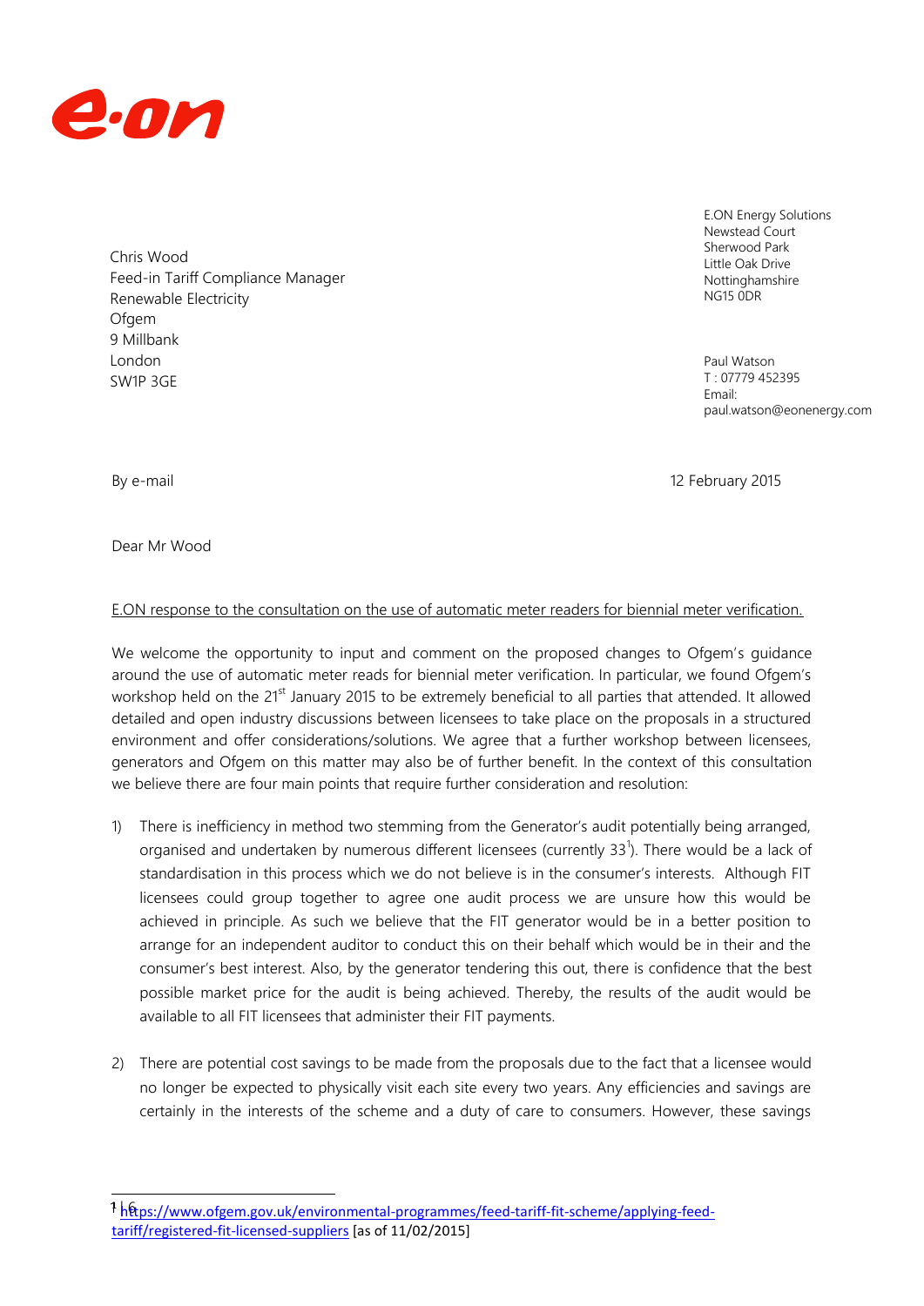E.ON Energy Solutions
Newstead Court
Sherwood Park
Little Oak Drive
Nottinghamshire
NG15 0DR

Chris Wood
Feed-in Tariff Compliance Manager
Renewable Electricity
Ofgem
9 Millbank
London
SW1P 3GE

Paul Watson
T : 07779 452395
Email:
paul.watson@eonenergy.com

By e-mail

12 February 2015

Dear Mr Wood

<u>E.ON response to the consultation on the use of automatic meter readers for biennial meter verification.</u>

We welcome the opportunity to input and comment on the proposed changes to Ofgem's guidance around the use of automatic meter reads for biennial meter verification. In particular, we found Ofgem's workshop held on the 21st January 2015 to be extremely beneficial to all parties that attended. It allowed detailed and open industry discussions between licensees to take place on the proposals in a structured environment and offer considerations/solutions. We agree that a further workshop between licensees, generators and Ofgem on this matter may also be of further benefit. In the context of this consultation we believe there are four main points that require further consideration and resolution:

1) There is inefficiency in method two stemming from the Generator's audit potentially being arranged, organised and undertaken by numerous different licensees (currently 33[1]). There would be a lack of standardisation in this process which we do not believe is in the consumer's interests. Although FIT licensees could group together to agree one audit process we are unsure how this would be achieved in principle. As such we believe that the FIT generator would be in a better position to arrange for an independent auditor to conduct this on their behalf which would be in their and the consumer's best interest. Also, by the generator tendering this out, there is confidence that the best possible market price for the audit is being achieved. Thereby, the results of the audit would be available to all FIT licensees that administer their FIT payments.

2) There are potential cost savings to be made from the proposals due to the fact that a licensee would no longer be expected to physically visit each site every two years. Any efficiencies and savings are certainly in the interests of the scheme and a duty of care to consumers. However, these savings

[1] https://www.ofgem.gov.uk/environmental-programmes/feed-tariff-fit-scheme/applying-feed-tariff/registered-fit-licensed-suppliers [as of 11/02/2015]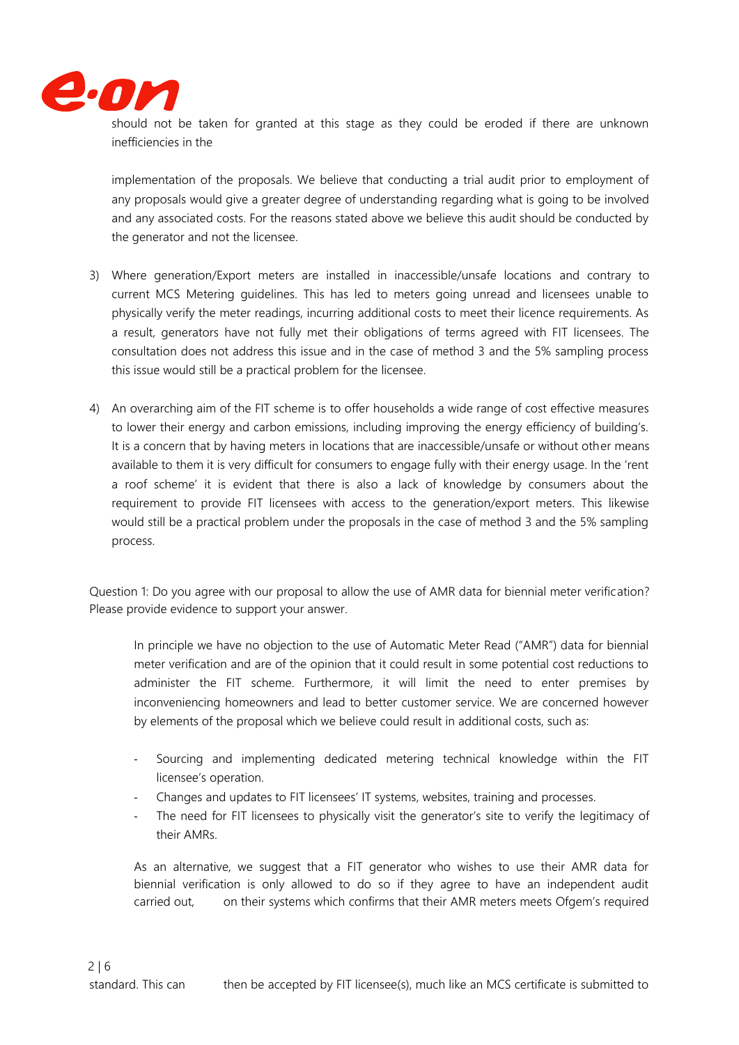should not be taken for granted at this stage as they could be eroded if there are unknown inefficiencies in the

implementation of the proposals. We believe that conducting a trial audit prior to employment of any proposals would give a greater degree of understanding regarding what is going to be involved and any associated costs. For the reasons stated above we believe this audit should be conducted by the generator and not the licensee.

3) Where generation/Export meters are installed in inaccessible/unsafe locations and contrary to current MCS Metering guidelines. This has led to meters going unread and licensees unable to physically verify the meter readings, incurring additional costs to meet their licence requirements. As a result, generators have not fully met their obligations of terms agreed with FIT licensees. The consultation does not address this issue and in the case of method 3 and the 5% sampling process this issue would still be a practical problem for the licensee.

4) An overarching aim of the FIT scheme is to offer households a wide range of cost effective measures to lower their energy and carbon emissions, including improving the energy efficiency of building's. It is a concern that by having meters in locations that are inaccessible/unsafe or without other means available to them it is very difficult for consumers to engage fully with their energy usage. In the 'rent a roof scheme' it is evident that there is also a lack of knowledge by consumers about the requirement to provide FIT licensees with access to the generation/export meters. This likewise would still be a practical problem under the proposals in the case of method 3 and the 5% sampling process.

Question 1: Do you agree with our proposal to allow the use of AMR data for biennial meter verification? Please provide evidence to support your answer.

In principle we have no objection to the use of Automatic Meter Read ("AMR") data for biennial meter verification and are of the opinion that it could result in some potential cost reductions to administer the FIT scheme. Furthermore, it will limit the need to enter premises by inconveniencing homeowners and lead to better customer service. We are concerned however by elements of the proposal which we believe could result in additional costs, such as:

- Sourcing and implementing dedicated metering technical knowledge within the FIT licensee's operation.
- Changes and updates to FIT licensees' IT systems, websites, training and processes.
- The need for FIT licensees to physically visit the generator's site to verify the legitimacy of their AMRs.

As an alternative, we suggest that a FIT generator who wishes to use their AMR data for biennial verification is only allowed to do so if they agree to have an independent audit carried out, on their systems which confirms that their AMR meters meets Ofgem's required standard. This can then be accepted by FIT licensee(s), much like an MCS certificate is submitted to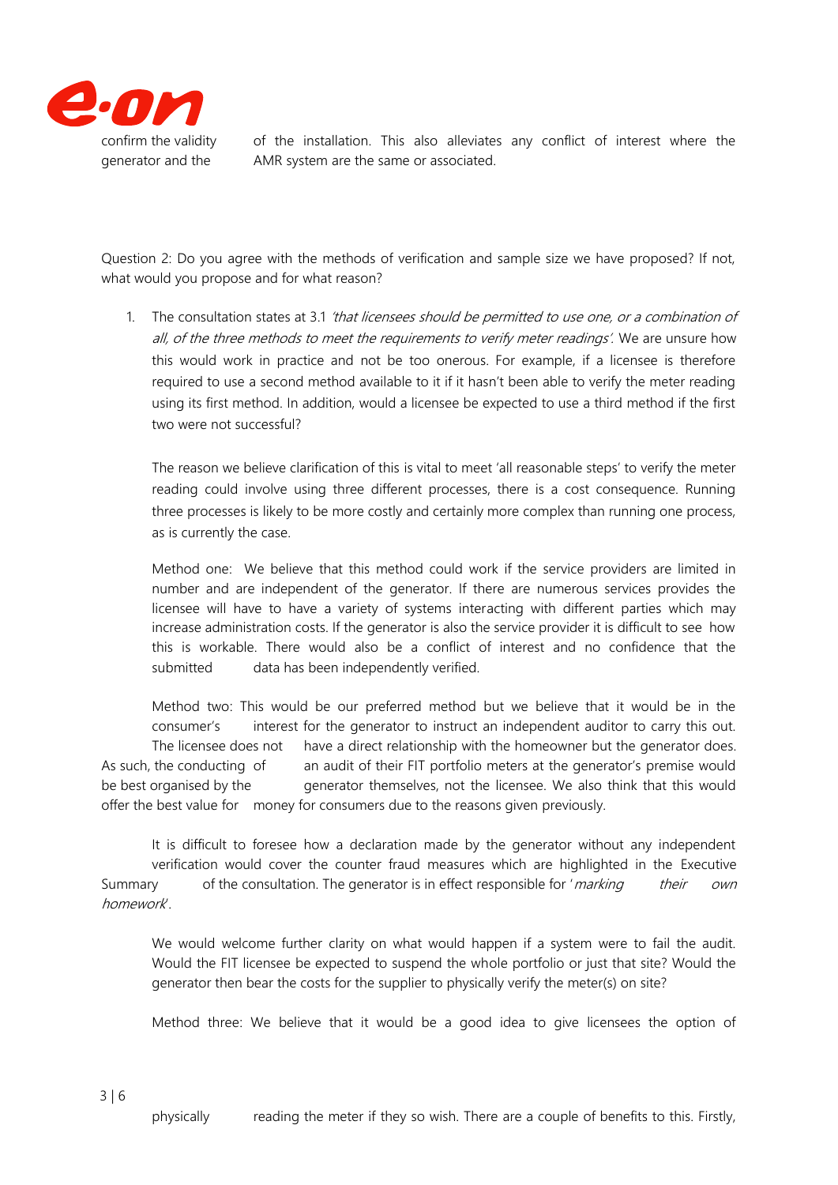confirm the validity of the installation. This also alleviates any conflict of interest where the generator and the AMR system are the same or associated.

Question 2: Do you agree with the methods of verification and sample size we have proposed? If not, what would you propose and for what reason?

1. The consultation states at 3.1 *'that licensees should be permitted to use one, or a combination of all, of the three methods to meet the requirements to verify meter readings'.* We are unsure how this would work in practice and not be too onerous. For example, if a licensee is therefore required to use a second method available to it if it hasn't been able to verify the meter reading using its first method. In addition, would a licensee be expected to use a third method if the first two were not successful?

   The reason we believe clarification of this is vital to meet 'all reasonable steps' to verify the meter reading could involve using three different processes, there is a cost consequence. Running three processes is likely to be more costly and certainly more complex than running one process, as is currently the case.

   Method one: We believe that this method could work if the service providers are limited in number and are independent of the generator. If there are numerous services provides the licensee will have to have a variety of systems interacting with different parties which may increase administration costs. If the generator is also the service provider it is difficult to see how this is workable. There would also be a conflict of interest and no confidence that the submitted data has been independently verified.

   Method two: This would be our preferred method but we believe that it would be in the consumer's interest for the generator to instruct an independent auditor to carry this out. The licensee does not have a direct relationship with the homeowner but the generator does. As such, the conducting of an audit of their FIT portfolio meters at the generator's premise would be best organised by the generator themselves, not the licensee. We also think that this would offer the best value for money for consumers due to the reasons given previously.

   It is difficult to foresee how a declaration made by the generator without any independent verification would cover the counter fraud measures which are highlighted in the Executive Summary of the consultation. The generator is in effect responsible for '*marking their own homework*'.

   We would welcome further clarity on what would happen if a system were to fail the audit. Would the FIT licensee be expected to suspend the whole portfolio or just that site? Would the generator then bear the costs for the supplier to physically verify the meter(s) on site?

   Method three: We believe that it would be a good idea to give licensees the option of physically reading the meter if they so wish. There are a couple of benefits to this. Firstly,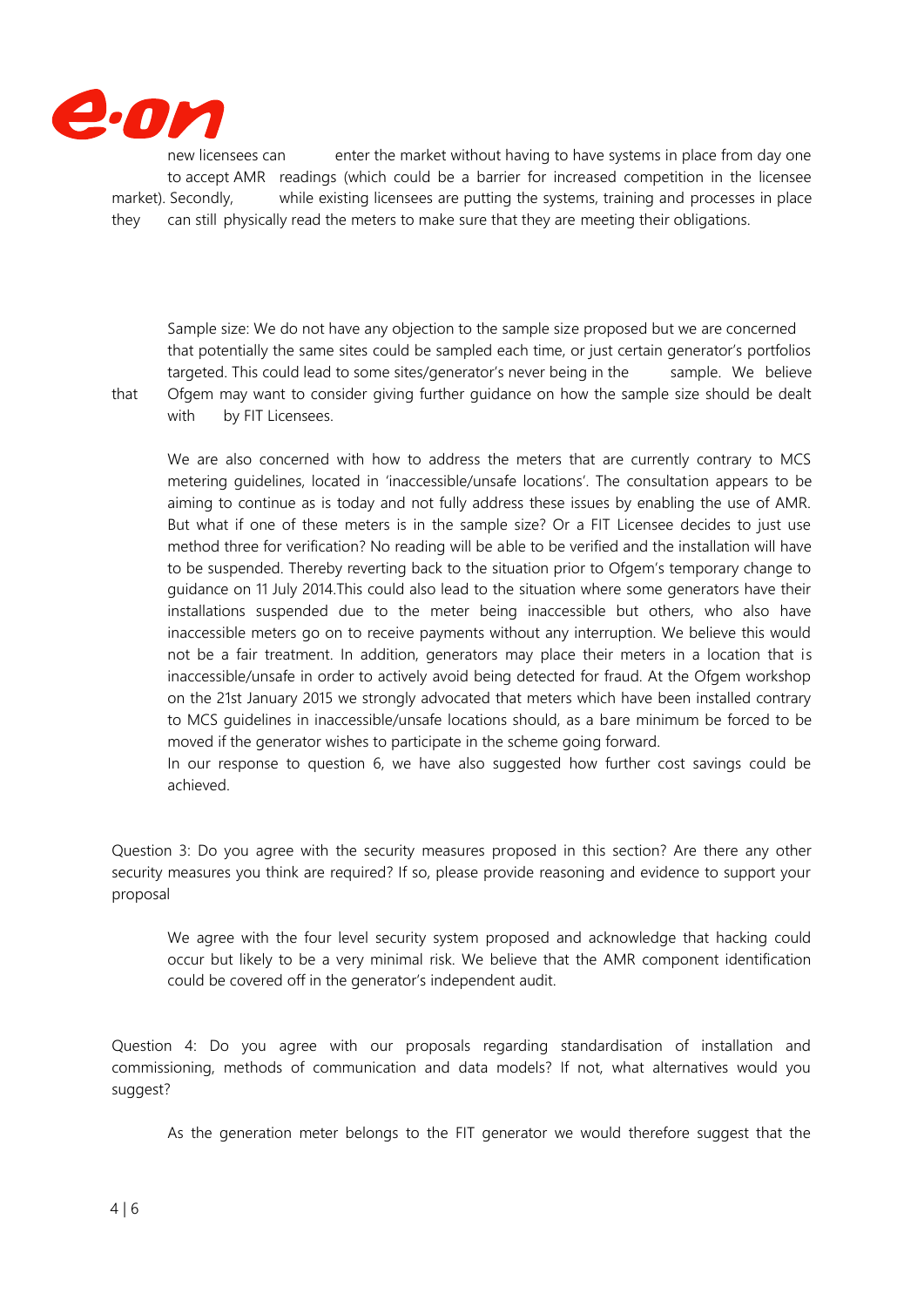new licensees can enter the market without having to have systems in place from day one to accept AMR readings (which could be a barrier for increased competition in the licensee market). Secondly, while existing licensees are putting the systems, training and processes in place they can still physically read the meters to make sure that they are meeting their obligations.

Sample size: We do not have any objection to the sample size proposed but we are concerned that potentially the same sites could be sampled each time, or just certain generator's portfolios targeted. This could lead to some sites/generator's never being in the sample. We believe that Ofgem may want to consider giving further guidance on how the sample size should be dealt with by FIT Licensees.

We are also concerned with how to address the meters that are currently contrary to MCS metering guidelines, located in 'inaccessible/unsafe locations'. The consultation appears to be aiming to continue as is today and not fully address these issues by enabling the use of AMR. But what if one of these meters is in the sample size? Or a FIT Licensee decides to just use method three for verification? No reading will be able to be verified and the installation will have to be suspended. Thereby reverting back to the situation prior to Ofgem's temporary change to guidance on 11 July 2014.This could also lead to the situation where some generators have their installations suspended due to the meter being inaccessible but others, who also have inaccessible meters go on to receive payments without any interruption. We believe this would not be a fair treatment. In addition, generators may place their meters in a location that is inaccessible/unsafe in order to actively avoid being detected for fraud. At the Ofgem workshop on the 21st January 2015 we strongly advocated that meters which have been installed contrary to MCS guidelines in inaccessible/unsafe locations should, as a bare minimum be forced to be moved if the generator wishes to participate in the scheme going forward.

In our response to question 6, we have also suggested how further cost savings could be achieved.

Question 3: Do you agree with the security measures proposed in this section? Are there any other security measures you think are required? If so, please provide reasoning and evidence to support your proposal

We agree with the four level security system proposed and acknowledge that hacking could occur but likely to be a very minimal risk. We believe that the AMR component identification could be covered off in the generator's independent audit.

Question 4: Do you agree with our proposals regarding standardisation of installation and commissioning, methods of communication and data models? If not, what alternatives would you suggest?

As the generation meter belongs to the FIT generator we would therefore suggest that the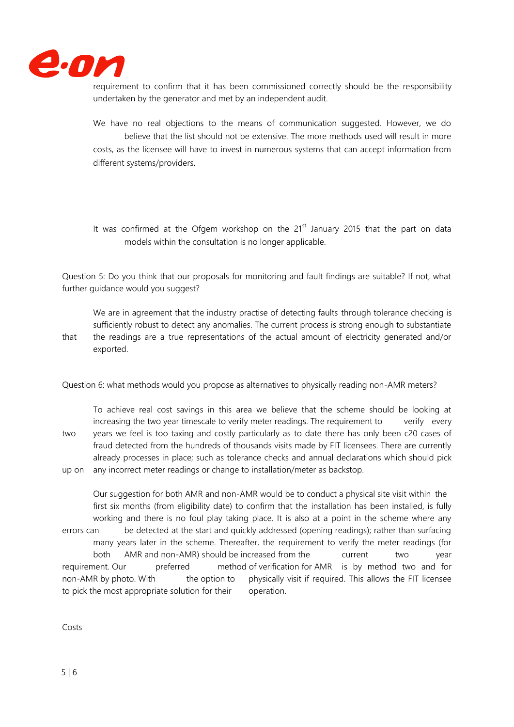requirement to confirm that it has been commissioned correctly should be the responsibility undertaken by the generator and met by an independent audit.

We have no real objections to the means of communication suggested. However, we do believe that the list should not be extensive. The more methods used will result in more costs, as the licensee will have to invest in numerous systems that can accept information from different systems/providers.

It was confirmed at the Ofgem workshop on the 21st January 2015 that the part on data models within the consultation is no longer applicable.

Question 5: Do you think that our proposals for monitoring and fault findings are suitable? If not, what further guidance would you suggest?

We are in agreement that the industry practise of detecting faults through tolerance checking is sufficiently robust to detect any anomalies. The current process is strong enough to substantiate that the readings are a true representations of the actual amount of electricity generated and/or exported.

Question 6: what methods would you propose as alternatives to physically reading non-AMR meters?

To achieve real cost savings in this area we believe that the scheme should be looking at increasing the two year timescale to verify meter readings. The requirement to verify every two years we feel is too taxing and costly particularly as to date there has only been c20 cases of fraud detected from the hundreds of thousands visits made by FIT licensees. There are currently already processes in place; such as tolerance checks and annual declarations which should pick up on any incorrect meter readings or change to installation/meter as backstop.

Our suggestion for both AMR and non-AMR would be to conduct a physical site visit within the first six months (from eligibility date) to confirm that the installation has been installed, is fully working and there is no foul play taking place. It is also at a point in the scheme where any errors can be detected at the start and quickly addressed (opening readings); rather than surfacing many years later in the scheme. Thereafter, the requirement to verify the meter readings (for both AMR and non-AMR) should be increased from the current two year requirement. Our preferred method of verification for AMR is by method two and for non-AMR by photo. With the option to physically visit if required. This allows the FIT licensee to pick the most appropriate solution for their operation.

Costs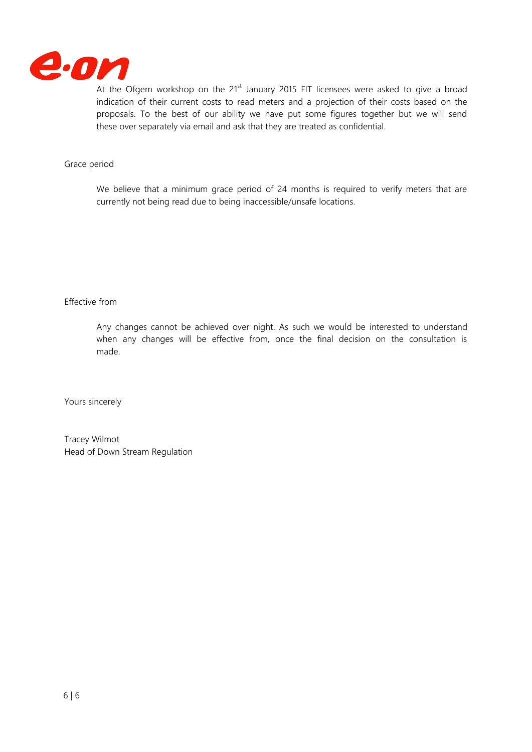At the Ofgem workshop on the 21st January 2015 FIT licensees were asked to give a broad indication of their current costs to read meters and a projection of their costs based on the proposals. To the best of our ability we have put some figures together but we will send these over separately via email and ask that they are treated as confidential.

Grace period

We believe that a minimum grace period of 24 months is required to verify meters that are currently not being read due to being inaccessible/unsafe locations.

Effective from

Any changes cannot be achieved over night. As such we would be interested to understand when any changes will be effective from, once the final decision on the consultation is made.

Yours sincerely

Tracey Wilmot
Head of Down Stream Regulation